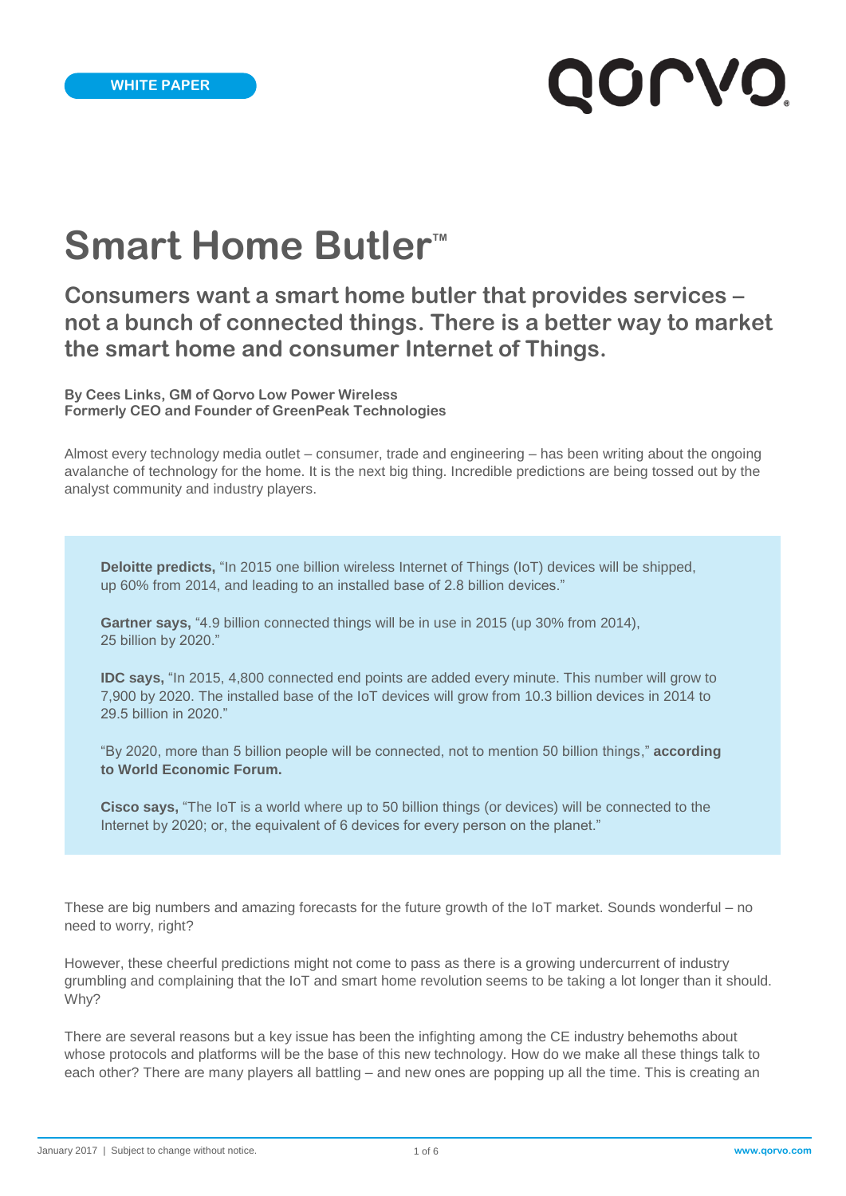WHITE PAPER

# Smart Home Butler™

## Consumers want a smart home butler that provides services – not a bunch of connected things. There is a better way to market the smart home and consumer Internet of Things.

**By Cees Links, GM of Qorvo Low Power Wireless**
**Formerly CEO and Founder of GreenPeak Technologies**

Almost every technology media outlet – consumer, trade and engineering – has been writing about the ongoing avalanche of technology for the home. It is the next big thing. Incredible predictions are being tossed out by the analyst community and industry players.

> **Deloitte predicts,** "In 2015 one billion wireless Internet of Things (IoT) devices will be shipped, up 60% from 2014, and leading to an installed base of 2.8 billion devices."
>
> **Gartner says,** "4.9 billion connected things will be in use in 2015 (up 30% from 2014), 25 billion by 2020."
>
> **IDC says,** "In 2015, 4,800 connected end points are added every minute. This number will grow to 7,900 by 2020. The installed base of the IoT devices will grow from 10.3 billion devices in 2014 to 29.5 billion in 2020."
>
> "By 2020, more than 5 billion people will be connected, not to mention 50 billion things," **according to World Economic Forum.**
>
> **Cisco says,** "The IoT is a world where up to 50 billion things (or devices) will be connected to the Internet by 2020; or, the equivalent of 6 devices for every person on the planet."

These are big numbers and amazing forecasts for the future growth of the IoT market. Sounds wonderful – no need to worry, right?

However, these cheerful predictions might not come to pass as there is a growing undercurrent of industry grumbling and complaining that the IoT and smart home revolution seems to be taking a lot longer than it should. Why?

There are several reasons but a key issue has been the infighting among the CE industry behemoths about whose protocols and platforms will be the base of this new technology. How do we make all these things talk to each other? There are many players all battling – and new ones are popping up all the time. This is creating an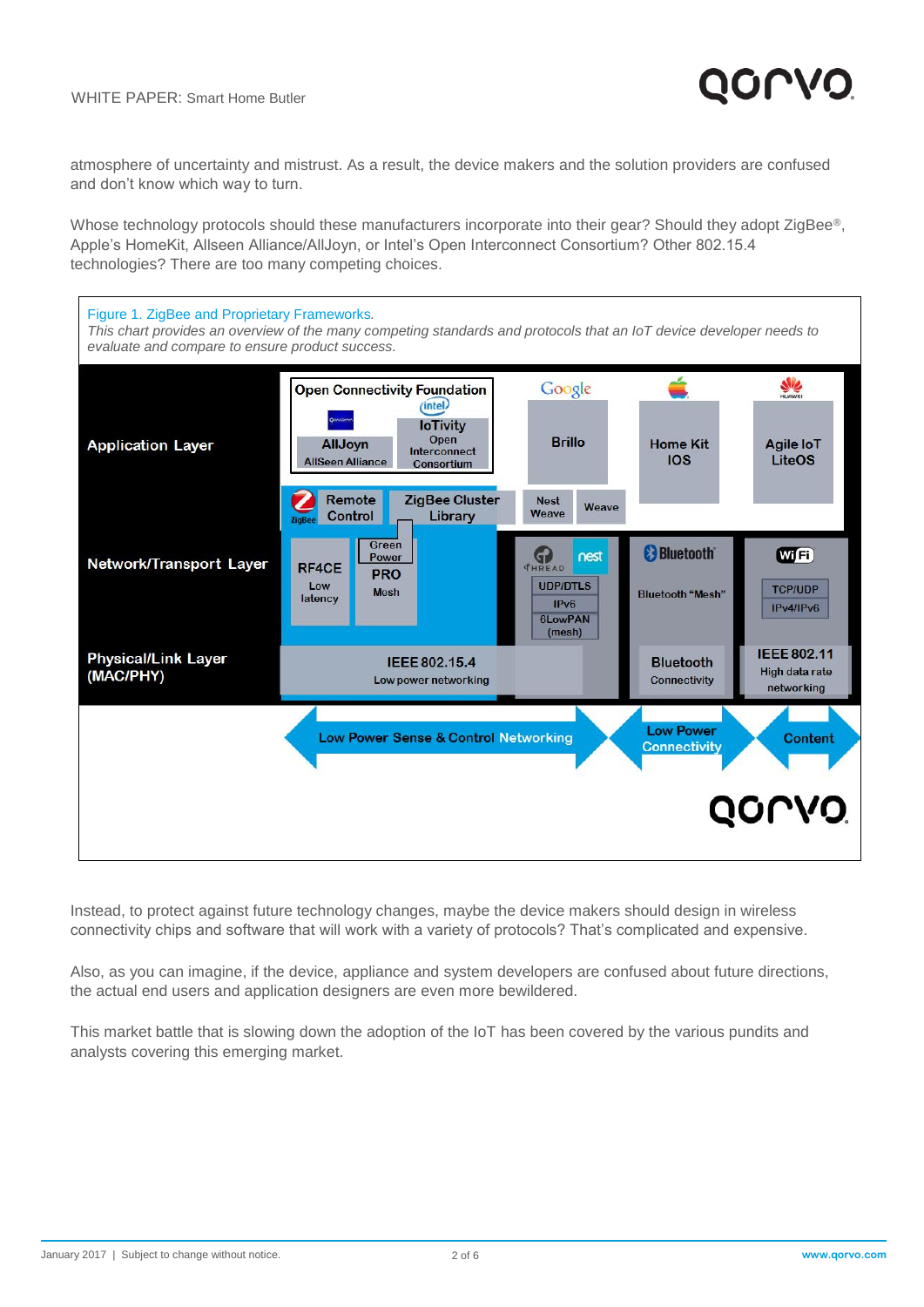atmosphere of uncertainty and mistrust. As a result, the device makers and the solution providers are confused and don't know which way to turn.

Whose technology protocols should these manufacturers incorporate into their gear? Should they adopt ZigBee®, Apple's HomeKit, Allseen Alliance/AllJoyn, or Intel's Open Interconnect Consortium? Other 802.15.4 technologies? There are too many competing choices.

Figure 1. ZigBee and Proprietary Frameworks.

*This chart provides an overview of the many competing standards and protocols that an IoT device developer needs to evaluate and compare to ensure product success.*

Instead, to protect against future technology changes, maybe the device makers should design in wireless connectivity chips and software that will work with a variety of protocols? That's complicated and expensive.

Also, as you can imagine, if the device, appliance and system developers are confused about future directions, the actual end users and application designers are even more bewildered.

This market battle that is slowing down the adoption of the IoT has been covered by the various pundits and analysts covering this emerging market.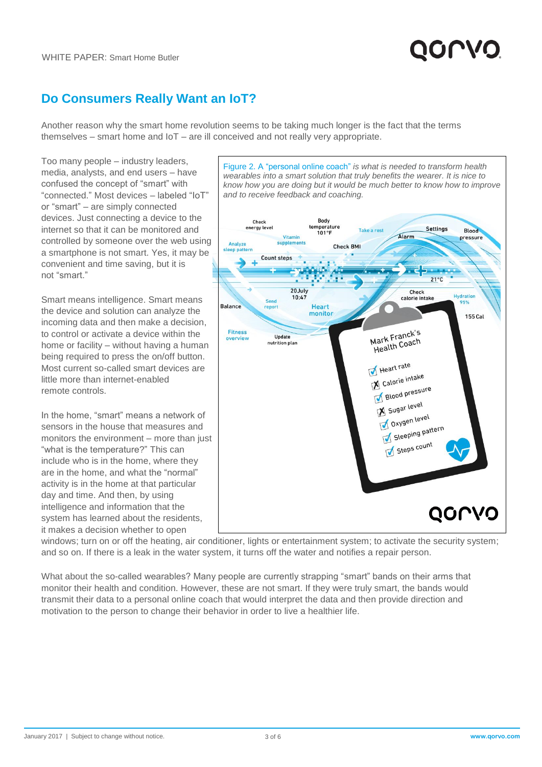## Do Consumers Really Want an IoT?

Another reason why the smart home revolution seems to be taking much longer is the fact that the terms themselves – smart home and IoT – are ill conceived and not really very appropriate.

Too many people – industry leaders, media, analysts, and end users – have confused the concept of "smart" with "connected." Most devices – labeled "IoT" or "smart" – are simply connected devices. Just connecting a device to the internet so that it can be monitored and controlled by someone over the web using a smartphone is not smart. Yes, it may be convenient and time saving, but it is not "smart."

Smart means intelligence. Smart means the device and solution can analyze the incoming data and then make a decision, to control or activate a device within the home or facility – without having a human being required to press the on/off button. Most current so-called smart devices are little more than internet-enabled remote controls.

In the home, "smart" means a network of sensors in the house that measures and monitors the environment – more than just "what is the temperature?" This can include who is in the home, where they are in the home, and what the "normal" activity is in the home at that particular day and time. And then, by using intelligence and information that the system has learned about the residents, it makes a decision whether to open windows; turn on or off the heating, air conditioner, lights or entertainment system; to activate the security system; and so on. If there is a leak in the water system, it turns off the water and notifies a repair person.

Figure 2. A "personal online coach" *is what is needed to transform health wearables into a smart solution that truly benefits the wearer. It is nice to know how you are doing but it would be much better to know how to improve and to receive feedback and coaching.*

What about the so-called wearables? Many people are currently strapping "smart" bands on their arms that monitor their health and condition. However, these are not smart. If they were truly smart, the bands would transmit their data to a personal online coach that would interpret the data and then provide direction and motivation to the person to change their behavior in order to live a healthier life.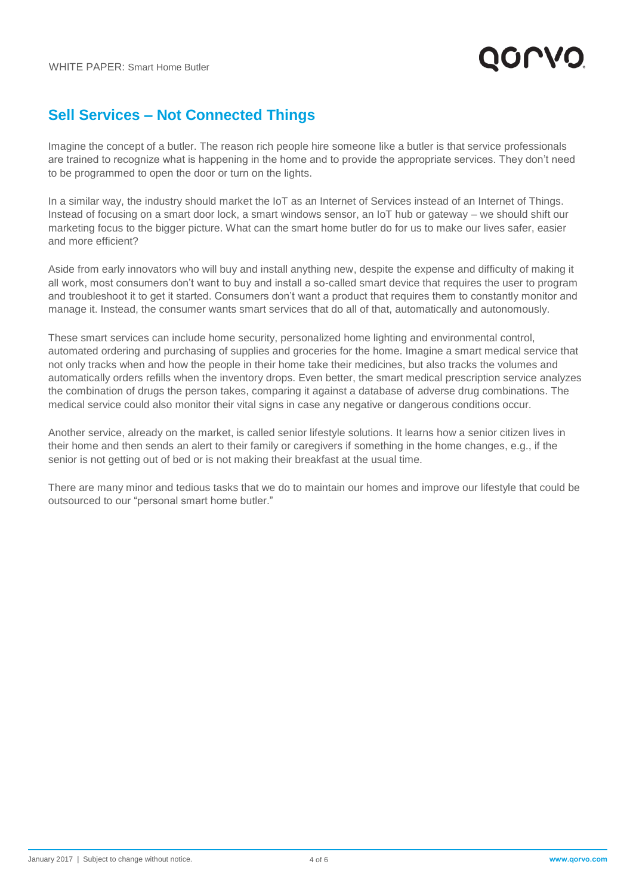## Sell Services – Not Connected Things

Imagine the concept of a butler. The reason rich people hire someone like a butler is that service professionals are trained to recognize what is happening in the home and to provide the appropriate services. They don't need to be programmed to open the door or turn on the lights.

In a similar way, the industry should market the IoT as an Internet of Services instead of an Internet of Things. Instead of focusing on a smart door lock, a smart windows sensor, an IoT hub or gateway – we should shift our marketing focus to the bigger picture. What can the smart home butler do for us to make our lives safer, easier and more efficient?

Aside from early innovators who will buy and install anything new, despite the expense and difficulty of making it all work, most consumers don't want to buy and install a so-called smart device that requires the user to program and troubleshoot it to get it started. Consumers don't want a product that requires them to constantly monitor and manage it. Instead, the consumer wants smart services that do all of that, automatically and autonomously.

These smart services can include home security, personalized home lighting and environmental control, automated ordering and purchasing of supplies and groceries for the home. Imagine a smart medical service that not only tracks when and how the people in their home take their medicines, but also tracks the volumes and automatically orders refills when the inventory drops. Even better, the smart medical prescription service analyzes the combination of drugs the person takes, comparing it against a database of adverse drug combinations. The medical service could also monitor their vital signs in case any negative or dangerous conditions occur.

Another service, already on the market, is called senior lifestyle solutions. It learns how a senior citizen lives in their home and then sends an alert to their family or caregivers if something in the home changes, e.g., if the senior is not getting out of bed or is not making their breakfast at the usual time.

There are many minor and tedious tasks that we do to maintain our homes and improve our lifestyle that could be outsourced to our "personal smart home butler."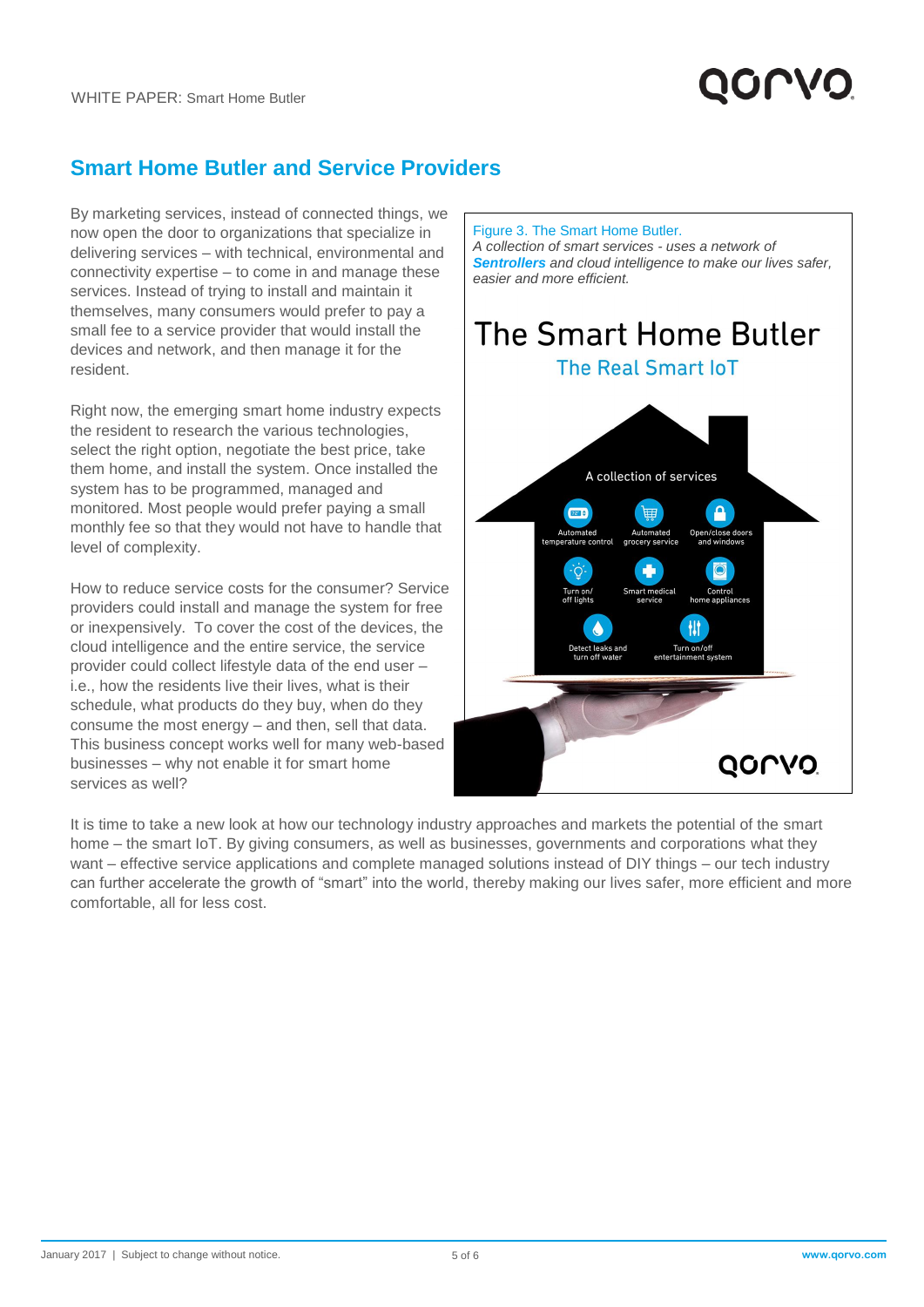## Smart Home Butler and Service Providers

By marketing services, instead of connected things, we now open the door to organizations that specialize in delivering services – with technical, environmental and connectivity expertise – to come in and manage these services. Instead of trying to install and maintain it themselves, many consumers would prefer to pay a small fee to a service provider that would install the devices and network, and then manage it for the resident.

Right now, the emerging smart home industry expects the resident to research the various technologies, select the right option, negotiate the best price, take them home, and install the system. Once installed the system has to be programmed, managed and monitored. Most people would prefer paying a small monthly fee so that they would not have to handle that level of complexity.

How to reduce service costs for the consumer? Service providers could install and manage the system for free or inexpensively. To cover the cost of the devices, the cloud intelligence and the entire service, the service provider could collect lifestyle data of the end user – i.e., how the residents live their lives, what is their schedule, what products do they buy, when do they consume the most energy – and then, sell that data. This business concept works well for many web-based businesses – why not enable it for smart home services as well?

Figure 3. The Smart Home Butler.
*A collection of smart services - uses a network of* ***Sentrollers*** *and cloud intelligence to make our lives safer, easier and more efficient.*

It is time to take a new look at how our technology industry approaches and markets the potential of the smart home – the smart IoT. By giving consumers, as well as businesses, governments and corporations what they want – effective service applications and complete managed solutions instead of DIY things – our tech industry can further accelerate the growth of "smart" into the world, thereby making our lives safer, more efficient and more comfortable, all for less cost.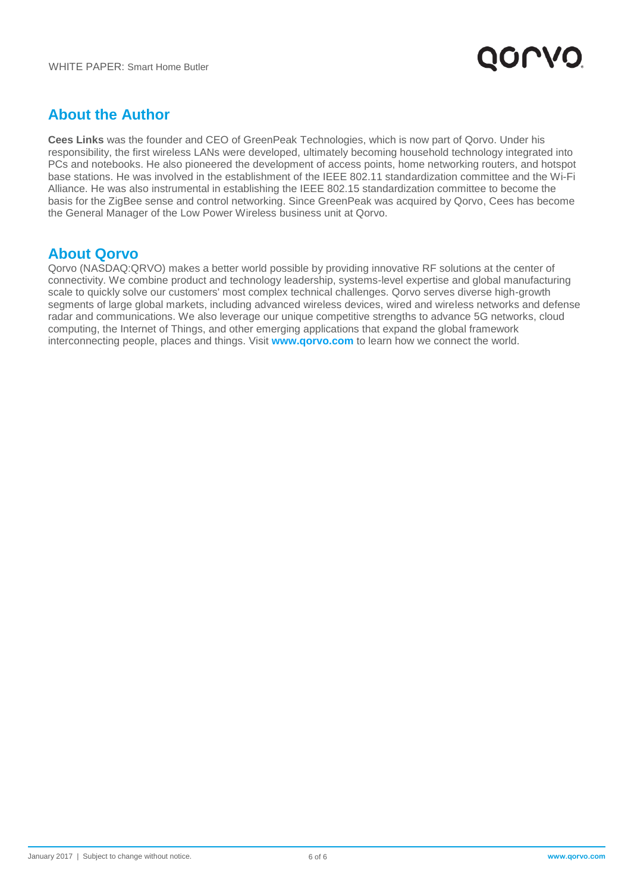## About the Author

**Cees Links** was the founder and CEO of GreenPeak Technologies, which is now part of Qorvo. Under his responsibility, the first wireless LANs were developed, ultimately becoming household technology integrated into PCs and notebooks. He also pioneered the development of access points, home networking routers, and hotspot base stations. He was involved in the establishment of the IEEE 802.11 standardization committee and the Wi-Fi Alliance. He was also instrumental in establishing the IEEE 802.15 standardization committee to become the basis for the ZigBee sense and control networking. Since GreenPeak was acquired by Qorvo, Cees has become the General Manager of the Low Power Wireless business unit at Qorvo.

## About Qorvo

Qorvo (NASDAQ:QRVO) makes a better world possible by providing innovative RF solutions at the center of connectivity. We combine product and technology leadership, systems-level expertise and global manufacturing scale to quickly solve our customers' most complex technical challenges. Qorvo serves diverse high-growth segments of large global markets, including advanced wireless devices, wired and wireless networks and defense radar and communications. We also leverage our unique competitive strengths to advance 5G networks, cloud computing, the Internet of Things, and other emerging applications that expand the global framework interconnecting people, places and things. Visit **www.qorvo.com** to learn how we connect the world.